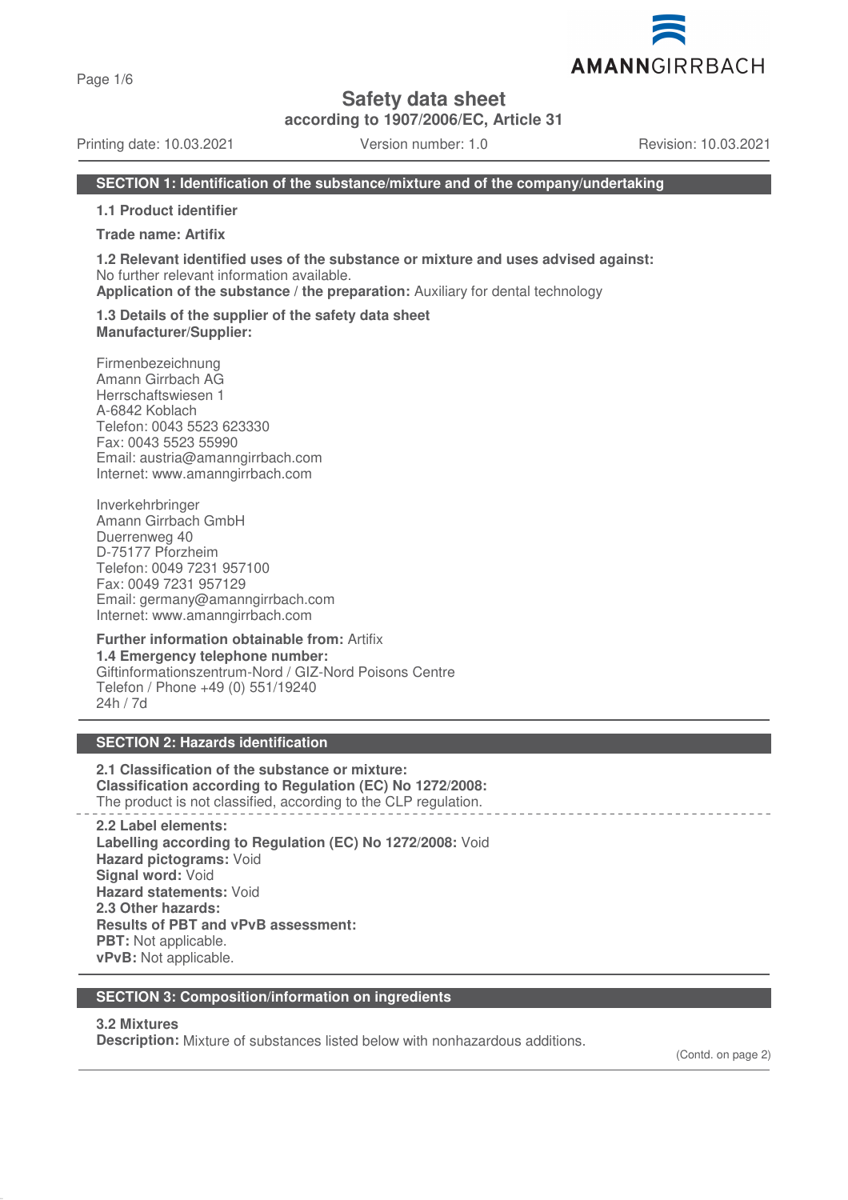# Safety data sheet

**according to 1907/2006/EC, Article 31**

Printing date: 10.03.2021 Version number: 1.0 Revision: 10.03.2021

## SECTION 1: Identification of the substance/mixture and of the company/undertaking

**1.1 Product identifier**

**Trade name: Artifix**

**1.2 Relevant identified uses of the substance or mixture and uses advised against:**
No further relevant information available.
**Application of the substance / the preparation:** Auxiliary for dental technology

**1.3 Details of the supplier of the safety data sheet**
**Manufacturer/Supplier:**

Firmenbezeichnung
Amann Girrbach AG
Herrschaftswiesen 1
A-6842 Koblach
Telefon: 0043 5523 623330
Fax: 0043 5523 55990
Email: austria@amanngirrbach.com
Internet: www.amanngirrbach.com

Inverkehrbringer
Amann Girrbach GmbH
Duerrenweg 40
D-75177 Pforzheim
Telefon: 0049 7231 957100
Fax: 0049 7231 957129
Email: germany@amanngirrbach.com
Internet: www.amanngirrbach.com

**Further information obtainable from:** Artifix
**1.4 Emergency telephone number:**
Giftinformationszentrum-Nord / GIZ-Nord Poisons Centre
Telefon / Phone +49 (0) 551/19240
24h / 7d

## SECTION 2: Hazards identification

**2.1 Classification of the substance or mixture:**
**Classification according to Regulation (EC) No 1272/2008:**
The product is not classified, according to the CLP regulation.

**2.2 Label elements:**
**Labelling according to Regulation (EC) No 1272/2008:** Void
**Hazard pictograms:** Void
**Signal word:** Void
**Hazard statements:** Void
**2.3 Other hazards:**
**Results of PBT and vPvB assessment:**
**PBT:** Not applicable.
**vPvB:** Not applicable.

## SECTION 3: Composition/information on ingredients

**3.2 Mixtures**
**Description:** Mixture of substances listed below with nonhazardous additions.

(Contd. on page 2)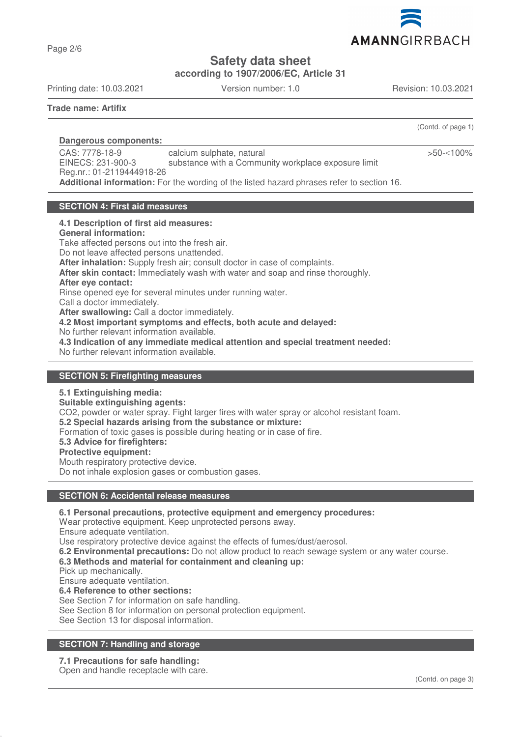**Safety data sheet**
**according to 1907/2006/EC, Article 31**

Printing date: 10.03.2021 Version number: 1.0 Revision: 10.03.2021

**Trade name: Artifix**

(Contd. of page 1)

**Dangerous components:**

| | | |
|---|---|---|
| CAS: 7778-18-9<br>EINECS: 231-900-3<br>Reg.nr.: 01-2119444918-26 | calcium sulphate, natural<br>substance with a Community workplace exposure limit | >50-≤100% |

**Additional information:** For the wording of the listed hazard phrases refer to section 16.

## SECTION 4: First aid measures

**4.1 Description of first aid measures:**
**General information:**
Take affected persons out into the fresh air.
Do not leave affected persons unattended.
**After inhalation:** Supply fresh air; consult doctor in case of complaints.
**After skin contact:** Immediately wash with water and soap and rinse thoroughly.
**After eye contact:**
Rinse opened eye for several minutes under running water.
Call a doctor immediately.
**After swallowing:** Call a doctor immediately.
**4.2 Most important symptoms and effects, both acute and delayed:**
No further relevant information available.
**4.3 Indication of any immediate medical attention and special treatment needed:**
No further relevant information available.

## SECTION 5: Firefighting measures

**5.1 Extinguishing media:**
**Suitable extinguishing agents:**
$CO_2$, powder or water spray. Fight larger fires with water spray or alcohol resistant foam.
**5.2 Special hazards arising from the substance or mixture:**
Formation of toxic gases is possible during heating or in case of fire.
**5.3 Advice for firefighters:**
**Protective equipment:**
Mouth respiratory protective device.
Do not inhale explosion gases or combustion gases.

## SECTION 6: Accidental release measures

**6.1 Personal precautions, protective equipment and emergency procedures:**
Wear protective equipment. Keep unprotected persons away.
Ensure adequate ventilation.
Use respiratory protective device against the effects of fumes/dust/aerosol.
**6.2 Environmental precautions:** Do not allow product to reach sewage system or any water course.
**6.3 Methods and material for containment and cleaning up:**
Pick up mechanically.
Ensure adequate ventilation.
**6.4 Reference to other sections:**
See Section 7 for information on safe handling.
See Section 8 for information on personal protection equipment.
See Section 13 for disposal information.

## SECTION 7: Handling and storage

**7.1 Precautions for safe handling:**
Open and handle receptacle with care.

(Contd. on page 3)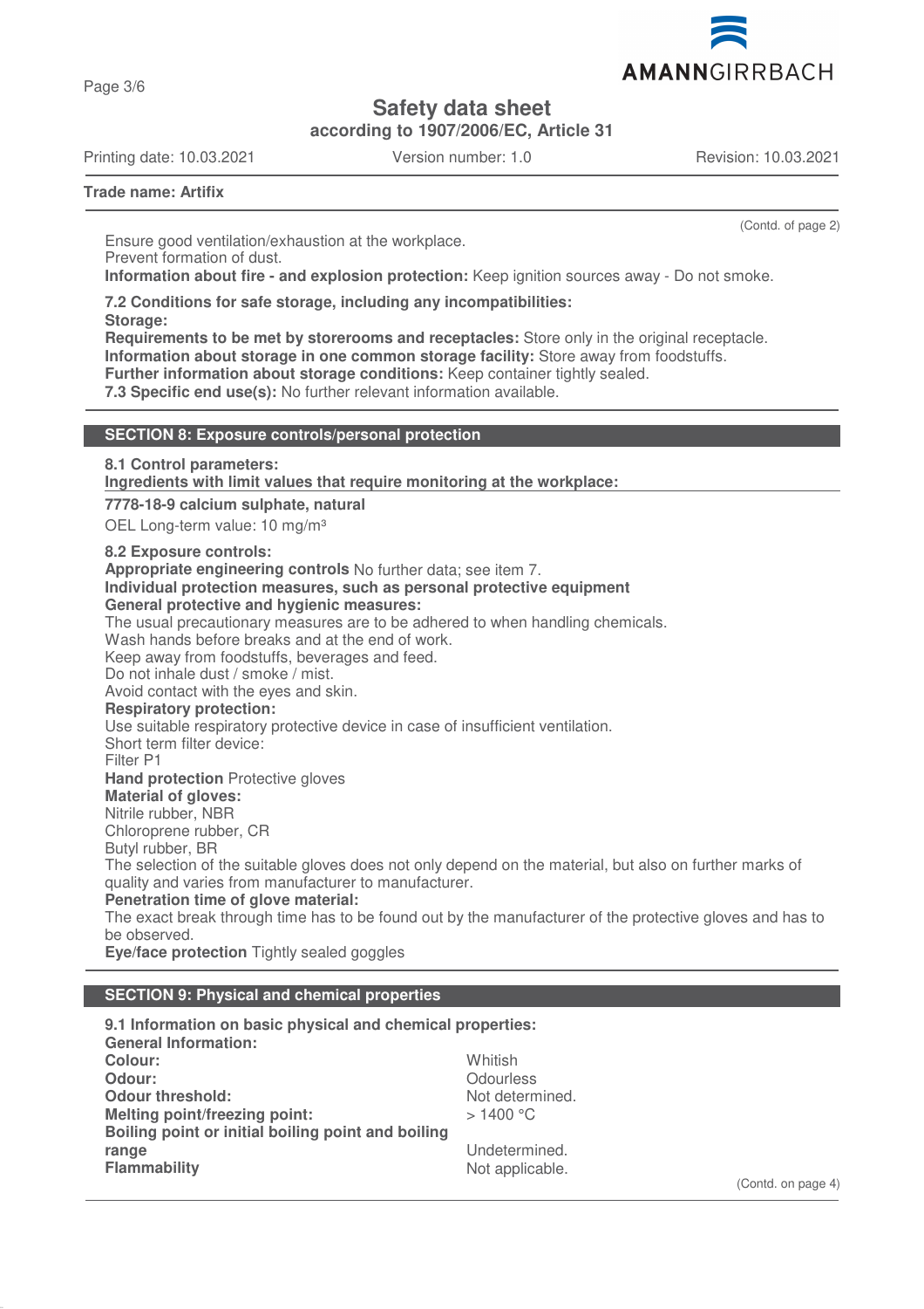(Contd. of page 2)

Ensure good ventilation/exhaustion at the workplace.
Prevent formation of dust.
**Information about fire - and explosion protection:** Keep ignition sources away - Do not smoke.

**7.2 Conditions for safe storage, including any incompatibilities:**
**Storage:**
**Requirements to be met by storerooms and receptacles:** Store only in the original receptacle.
**Information about storage in one common storage facility:** Store away from foodstuffs.
**Further information about storage conditions:** Keep container tightly sealed.
**7.3 Specific end use(s):** No further relevant information available.

## SECTION 8: Exposure controls/personal protection

**8.1 Control parameters:**
**Ingredients with limit values that require monitoring at the workplace:**

**7778-18-9 calcium sulphate, natural**
OEL Long-term value: 10 mg/m³

**8.2 Exposure controls:**
**Appropriate engineering controls** No further data; see item 7.
**Individual protection measures, such as personal protective equipment**
**General protective and hygienic measures:**
The usual precautionary measures are to be adhered to when handling chemicals.
Wash hands before breaks and at the end of work.
Keep away from foodstuffs, beverages and feed.
Do not inhale dust / smoke / mist.
Avoid contact with the eyes and skin.
**Respiratory protection:**
Use suitable respiratory protective device in case of insufficient ventilation.
Short term filter device:
Filter P1
**Hand protection** Protective gloves
**Material of gloves:**
Nitrile rubber, NBR
Chloroprene rubber, CR
Butyl rubber, BR
The selection of the suitable gloves does not only depend on the material, but also on further marks of quality and varies from manufacturer to manufacturer.
**Penetration time of glove material:**
The exact break through time has to be found out by the manufacturer of the protective gloves and has to be observed.
**Eye/face protection** Tightly sealed goggles

## SECTION 9: Physical and chemical properties

**9.1 Information on basic physical and chemical properties:**
**General Information:**

| | |
|---|---|
| **Colour:** | Whitish |
| **Odour:** | Odourless |
| **Odour threshold:** | Not determined. |
| **Melting point/freezing point:** | > 1400 °C |
| **Boiling point or initial boiling point and boiling range** | Undetermined. |
| **Flammability** | Not applicable. |

(Contd. on page 4)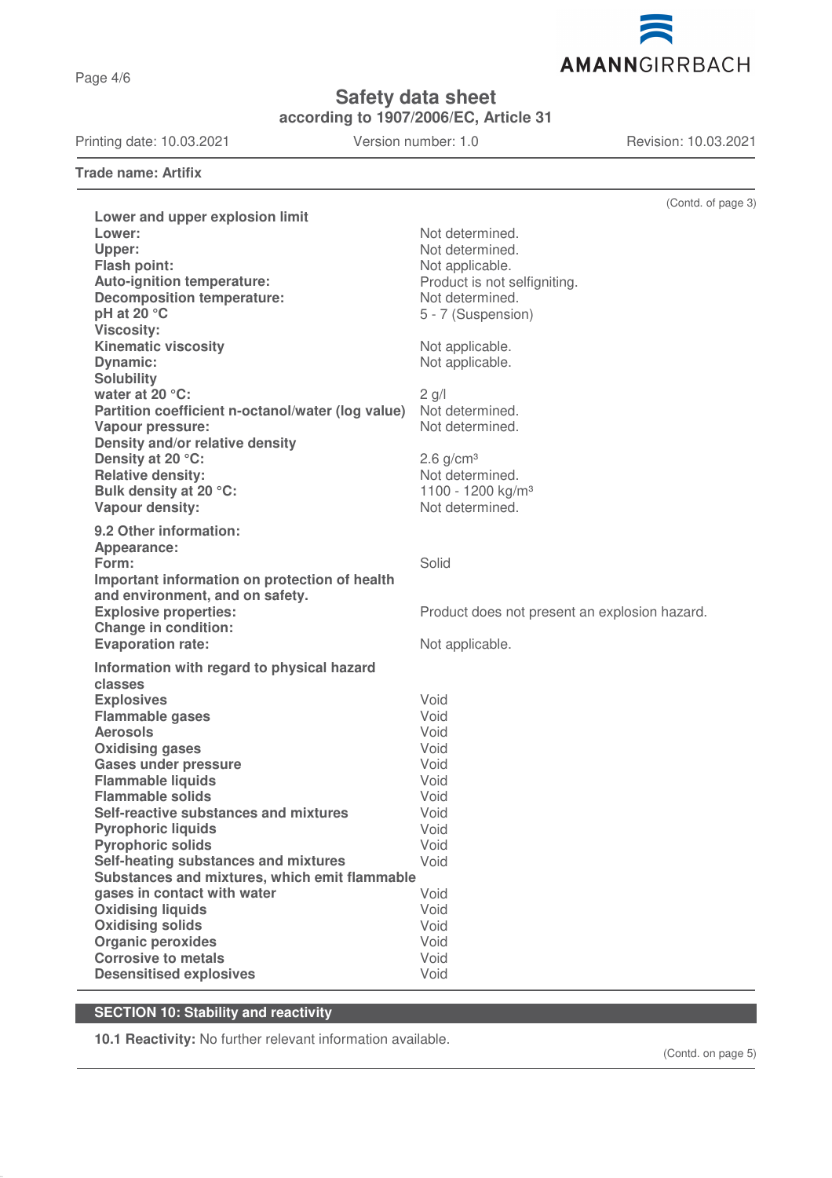(Contd. of page 3)

| | |
|---|---|
| **Lower and upper explosion limit** | |
| **Lower:** | Not determined. |
| **Upper:** | Not determined. |
| **Flash point:** | Not applicable. |
| **Auto-ignition temperature:** | Product is not selfigniting. |
| **Decomposition temperature:** | Not determined. |
| **pH at 20 °C** | 5 - 7 (Suspension) |
| **Viscosity:** | |
| **Kinematic viscosity** | Not applicable. |
| **Dynamic:** | Not applicable. |
| **Solubility** | |
| **water at 20 °C:** | 2 g/l |
| **Partition coefficient n-octanol/water (log value)** | Not determined. |
| **Vapour pressure:** | Not determined. |
| **Density and/or relative density** | |
| **Density at 20 °C:** | 2.6 g/cm³ |
| **Relative density:** | Not determined. |
| **Bulk density at 20 °C:** | 1100 - 1200 kg/m³ |
| **Vapour density:** | Not determined. |

| | |
|---|---|
| **9.2 Other information:** | |
| **Appearance:** | |
| **Form:** | Solid |
| **Important information on protection of health and environment, and on safety.** | |
| **Explosive properties:** | Product does not present an explosion hazard. |
| **Change in condition:** | |
| **Evaporation rate:** | Not applicable. |

| | |
|---|---|
| **Information with regard to physical hazard classes** | |
| **Explosives** | Void |
| **Flammable gases** | Void |
| **Aerosols** | Void |
| **Oxidising gases** | Void |
| **Gases under pressure** | Void |
| **Flammable liquids** | Void |
| **Flammable solids** | Void |
| **Self-reactive substances and mixtures** | Void |
| **Pyrophoric liquids** | Void |
| **Pyrophoric solids** | Void |
| **Self-heating substances and mixtures** | Void |
| **Substances and mixtures, which emit flammable gases in contact with water** | Void |
| **Oxidising liquids** | Void |
| **Oxidising solids** | Void |
| **Organic peroxides** | Void |
| **Corrosive to metals** | Void |
| **Desensitised explosives** | Void |

## SECTION 10: Stability and reactivity

**10.1 Reactivity:** No further relevant information available.

(Contd. on page 5)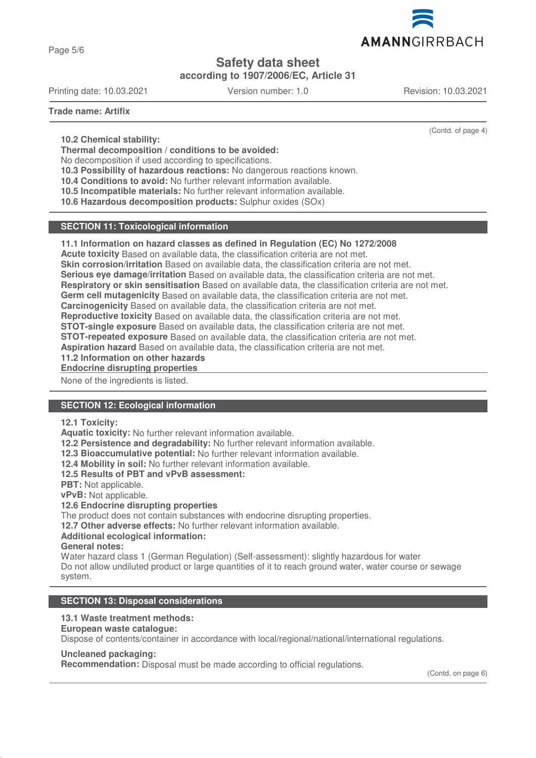**Trade name: Artifix**

(Contd. of page 4)

**10.2 Chemical stability:**
**Thermal decomposition / conditions to be avoided:**
No decomposition if used according to specifications.
**10.3 Possibility of hazardous reactions:** No dangerous reactions known.
**10.4 Conditions to avoid:** No further relevant information available.
**10.5 Incompatible materials:** No further relevant information available.
**10.6 Hazardous decomposition products:** Sulphur oxides (SOx)

## SECTION 11: Toxicological information

**11.1 Information on hazard classes as defined in Regulation (EC) No 1272/2008**
**Acute toxicity** Based on available data, the classification criteria are not met.
**Skin corrosion/irritation** Based on available data, the classification criteria are not met.
**Serious eye damage/irritation** Based on available data, the classification criteria are not met.
**Respiratory or skin sensitisation** Based on available data, the classification criteria are not met.
**Germ cell mutagenicity** Based on available data, the classification criteria are not met.
**Carcinogenicity** Based on available data, the classification criteria are not met.
**Reproductive toxicity** Based on available data, the classification criteria are not met.
**STOT-single exposure** Based on available data, the classification criteria are not met.
**STOT-repeated exposure** Based on available data, the classification criteria are not met.
**Aspiration hazard** Based on available data, the classification criteria are not met.
**11.2 Information on other hazards**
**Endocrine disrupting properties**

None of the ingredients is listed.

## SECTION 12: Ecological information

**12.1 Toxicity:**
**Aquatic toxicity:** No further relevant information available.
**12.2 Persistence and degradability:** No further relevant information available.
**12.3 Bioaccumulative potential:** No further relevant information available.
**12.4 Mobility in soil:** No further relevant information available.
**12.5 Results of PBT and vPvB assessment:**
**PBT:** Not applicable.
**vPvB:** Not applicable.
**12.6 Endocrine disrupting properties**
The product does not contain substances with endocrine disrupting properties.
**12.7 Other adverse effects:** No further relevant information available.
**Additional ecological information:**
**General notes:**
Water hazard class 1 (German Regulation) (Self-assessment): slightly hazardous for water
Do not allow undiluted product or large quantities of it to reach ground water, water course or sewage system.

## SECTION 13: Disposal considerations

**13.1 Waste treatment methods:**
**European waste catalogue:**
Dispose of contents/container in accordance with local/regional/national/international regulations.

**Uncleaned packaging:**
**Recommendation:** Disposal must be made according to official regulations.

(Contd. on page 6)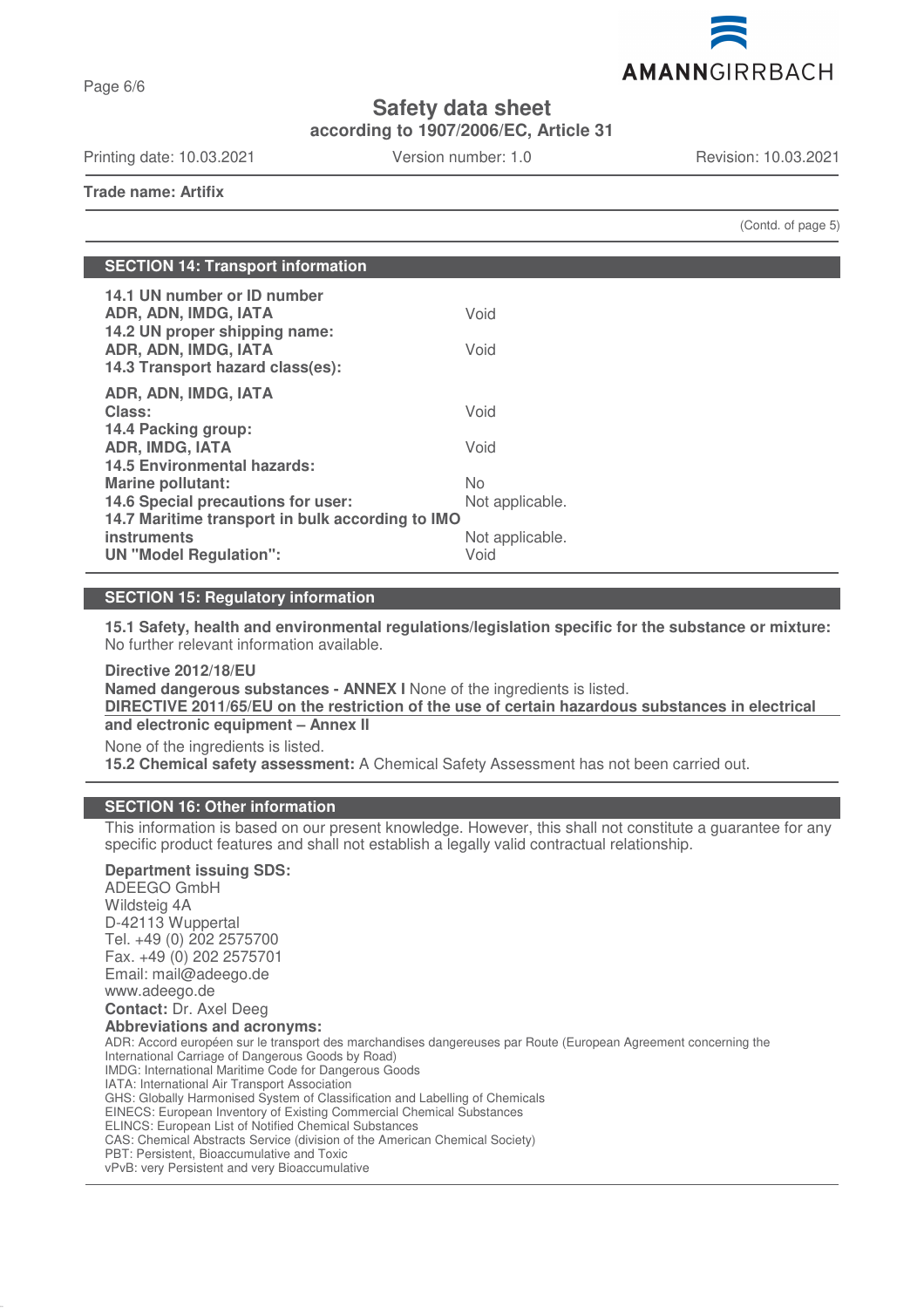Trade name: Artifix

(Contd. of page 5)

## SECTION 14: Transport information

| | |
|---|---|
| **14.1 UN number or ID number** | |
| **ADR, ADN, IMDG, IATA** | Void |
| **14.2 UN proper shipping name:** | |
| **ADR, ADN, IMDG, IATA** | Void |
| **14.3 Transport hazard class(es):** | |
| **ADR, ADN, IMDG, IATA** | |
| **Class:** | Void |
| **14.4 Packing group:** | |
| **ADR, IMDG, IATA** | Void |
| **14.5 Environmental hazards:** | |
| **Marine pollutant:** | No |
| **14.6 Special precautions for user:** | Not applicable. |
| **14.7 Maritime transport in bulk according to IMO instruments** | Not applicable. |
| **UN "Model Regulation":** | Void |

## SECTION 15: Regulatory information

**15.1 Safety, health and environmental regulations/legislation specific for the substance or mixture:**
No further relevant information available.

**Directive 2012/18/EU**
**Named dangerous substances - ANNEX I** None of the ingredients is listed.
**DIRECTIVE 2011/65/EU on the restriction of the use of certain hazardous substances in electrical and electronic equipment – Annex II**
None of the ingredients is listed.
**15.2 Chemical safety assessment:** A Chemical Safety Assessment has not been carried out.

## SECTION 16: Other information

This information is based on our present knowledge. However, this shall not constitute a guarantee for any specific product features and shall not establish a legally valid contractual relationship.

**Department issuing SDS:**
ADEEGO GmbH
Wildsteig 4A
D-42113 Wuppertal
Tel. +49 (0) 202 2575700
Fax. +49 (0) 202 2575701
Email: mail@adeego.de
www.adeego.de
**Contact:** Dr. Axel Deeg
**Abbreviations and acronyms:**
ADR: Accord européen sur le transport des marchandises dangereuses par Route (European Agreement concerning the International Carriage of Dangerous Goods by Road)
IMDG: International Maritime Code for Dangerous Goods
IATA: International Air Transport Association
GHS: Globally Harmonised System of Classification and Labelling of Chemicals
EINECS: European Inventory of Existing Commercial Chemical Substances
ELINCS: European List of Notified Chemical Substances
CAS: Chemical Abstracts Service (division of the American Chemical Society)
PBT: Persistent, Bioaccumulative and Toxic
vPvB: very Persistent and very Bioaccumulative